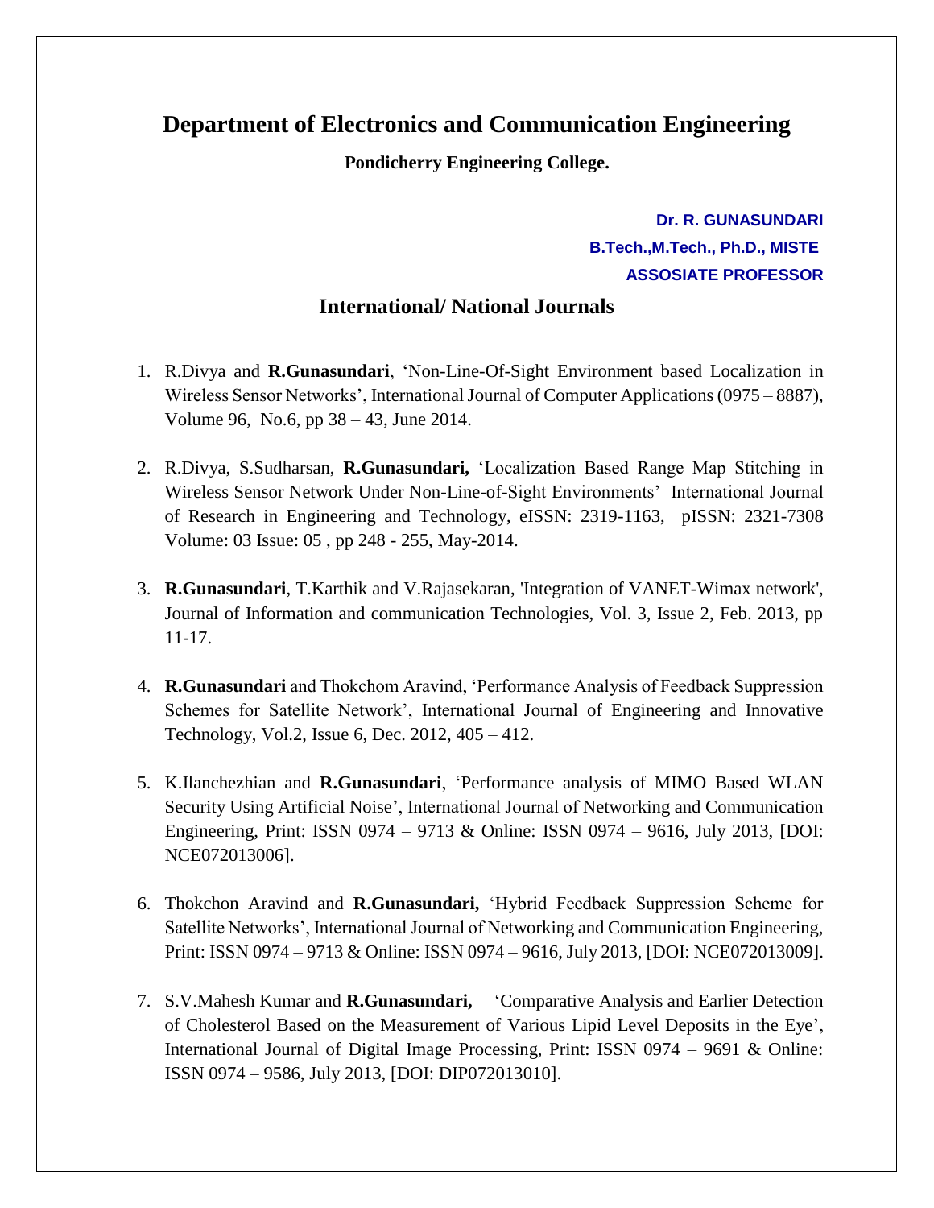# Department of Electronics and Communication Engineering

**Pondicherry Engineering College.**

**Dr. R. GUNASUNDARI**
**B.Tech.,M.Tech., Ph.D., MISTE**
**ASSOSIATE PROFESSOR**

## International/ National Journals

1. R.Divya and **R.Gunasundari**, 'Non-Line-Of-Sight Environment based Localization in Wireless Sensor Networks', International Journal of Computer Applications (0975 – 8887), Volume 96, No.6, pp 38 – 43, June 2014.

2. R.Divya, S.Sudharsan, **R.Gunasundari,** 'Localization Based Range Map Stitching in Wireless Sensor Network Under Non-Line-of-Sight Environments' International Journal of Research in Engineering and Technology, eISSN: 2319-1163, pISSN: 2321-7308 Volume: 03 Issue: 05 , pp 248 - 255, May-2014.

3. **R.Gunasundari**, T.Karthik and V.Rajasekaran, 'Integration of VANET-Wimax network', Journal of Information and communication Technologies, Vol. 3, Issue 2, Feb. 2013, pp 11-17.

4. **R.Gunasundari** and Thokchom Aravind, 'Performance Analysis of Feedback Suppression Schemes for Satellite Network', International Journal of Engineering and Innovative Technology, Vol.2, Issue 6, Dec. 2012, 405 – 412.

5. K.Ilanchezhian and **R.Gunasundari**, 'Performance analysis of MIMO Based WLAN Security Using Artificial Noise', International Journal of Networking and Communication Engineering, Print: ISSN 0974 – 9713 & Online: ISSN 0974 – 9616, July 2013, [DOI: NCE072013006].

6. Thokchon Aravind and **R.Gunasundari,** 'Hybrid Feedback Suppression Scheme for Satellite Networks', International Journal of Networking and Communication Engineering, Print: ISSN 0974 – 9713 & Online: ISSN 0974 – 9616, July 2013, [DOI: NCE072013009].

7. S.V.Mahesh Kumar and **R.Gunasundari,** 'Comparative Analysis and Earlier Detection of Cholesterol Based on the Measurement of Various Lipid Level Deposits in the Eye', International Journal of Digital Image Processing, Print: ISSN 0974 – 9691 & Online: ISSN 0974 – 9586, July 2013, [DOI: DIP072013010].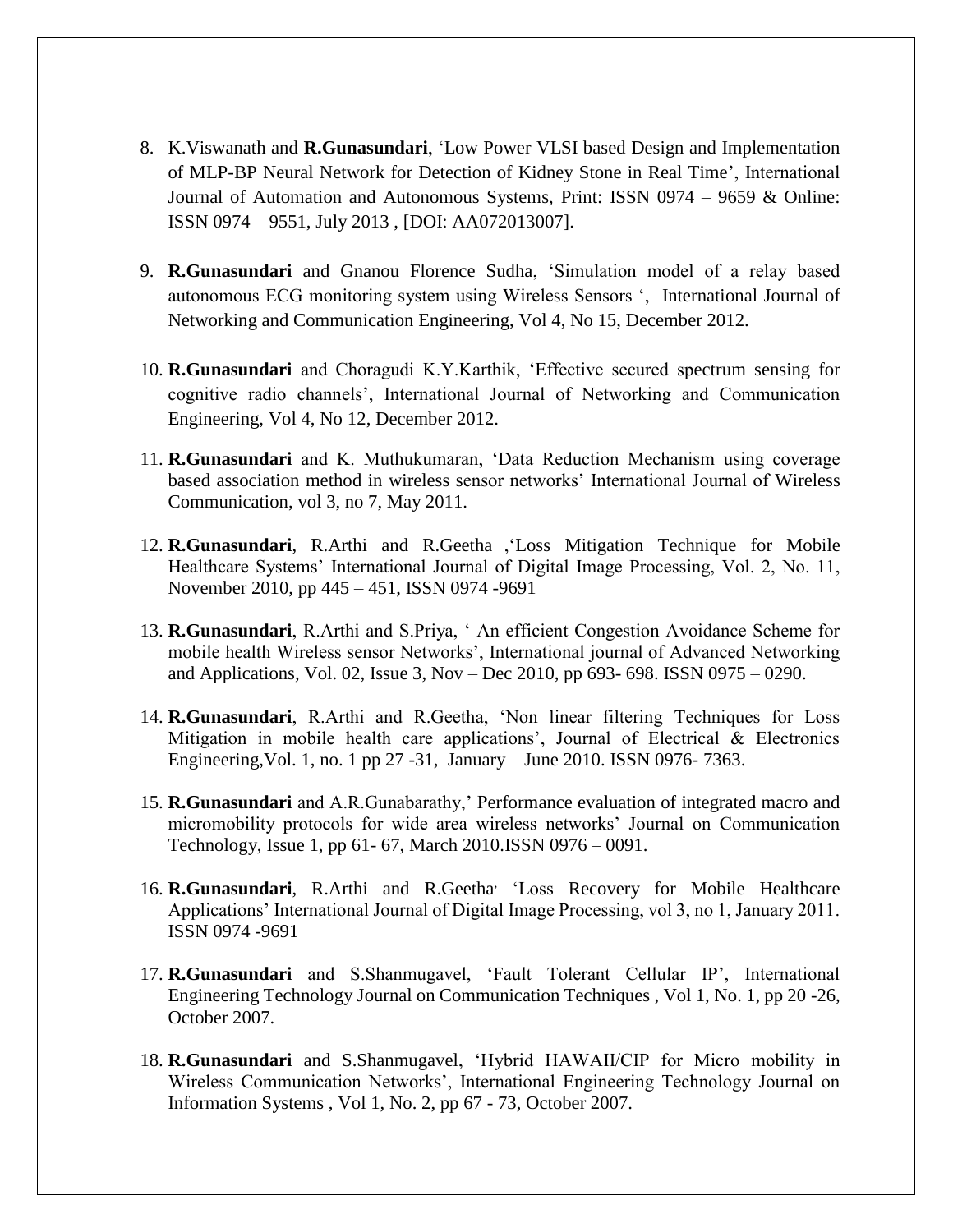8. K.Viswanath and **R.Gunasundari**, 'Low Power VLSI based Design and Implementation of MLP-BP Neural Network for Detection of Kidney Stone in Real Time', International Journal of Automation and Autonomous Systems, Print: ISSN 0974 – 9659 & Online: ISSN 0974 – 9551, July 2013 , [DOI: AA072013007].

9. **R.Gunasundari** and Gnanou Florence Sudha, 'Simulation model of a relay based autonomous ECG monitoring system using Wireless Sensors ', International Journal of Networking and Communication Engineering, Vol 4, No 15, December 2012.

10. **R.Gunasundari** and Choragudi K.Y.Karthik, 'Effective secured spectrum sensing for cognitive radio channels', International Journal of Networking and Communication Engineering, Vol 4, No 12, December 2012.

11. **R.Gunasundari** and K. Muthukumaran, 'Data Reduction Mechanism using coverage based association method in wireless sensor networks' International Journal of Wireless Communication, vol 3, no 7, May 2011.

12. **R.Gunasundari**, R.Arthi and R.Geetha ,'Loss Mitigation Technique for Mobile Healthcare Systems' International Journal of Digital Image Processing, Vol. 2, No. 11, November 2010, pp 445 – 451, ISSN 0974 -9691

13. **R.Gunasundari**, R.Arthi and S.Priya, ' An efficient Congestion Avoidance Scheme for mobile health Wireless sensor Networks', International journal of Advanced Networking and Applications, Vol. 02, Issue 3, Nov – Dec 2010, pp 693- 698. ISSN 0975 – 0290.

14. **R.Gunasundari**, R.Arthi and R.Geetha, 'Non linear filtering Techniques for Loss Mitigation in mobile health care applications', Journal of Electrical & Electronics Engineering,Vol. 1, no. 1 pp 27 -31, January – June 2010. ISSN 0976- 7363.

15. **R.Gunasundari** and A.R.Gunabarathy,' Performance evaluation of integrated macro and micromobility protocols for wide area wireless networks' Journal on Communication Technology, Issue 1, pp 61- 67, March 2010.ISSN 0976 – 0091.

16. **R.Gunasundari**, R.Arthi and R.Geetha, 'Loss Recovery for Mobile Healthcare Applications' International Journal of Digital Image Processing, vol 3, no 1, January 2011. ISSN 0974 -9691

17. **R.Gunasundari** and S.Shanmugavel, 'Fault Tolerant Cellular IP', International Engineering Technology Journal on Communication Techniques , Vol 1, No. 1, pp 20 -26, October 2007.

18. **R.Gunasundari** and S.Shanmugavel, 'Hybrid HAWAII/CIP for Micro mobility in Wireless Communication Networks', International Engineering Technology Journal on Information Systems , Vol 1, No. 2, pp 67 - 73, October 2007.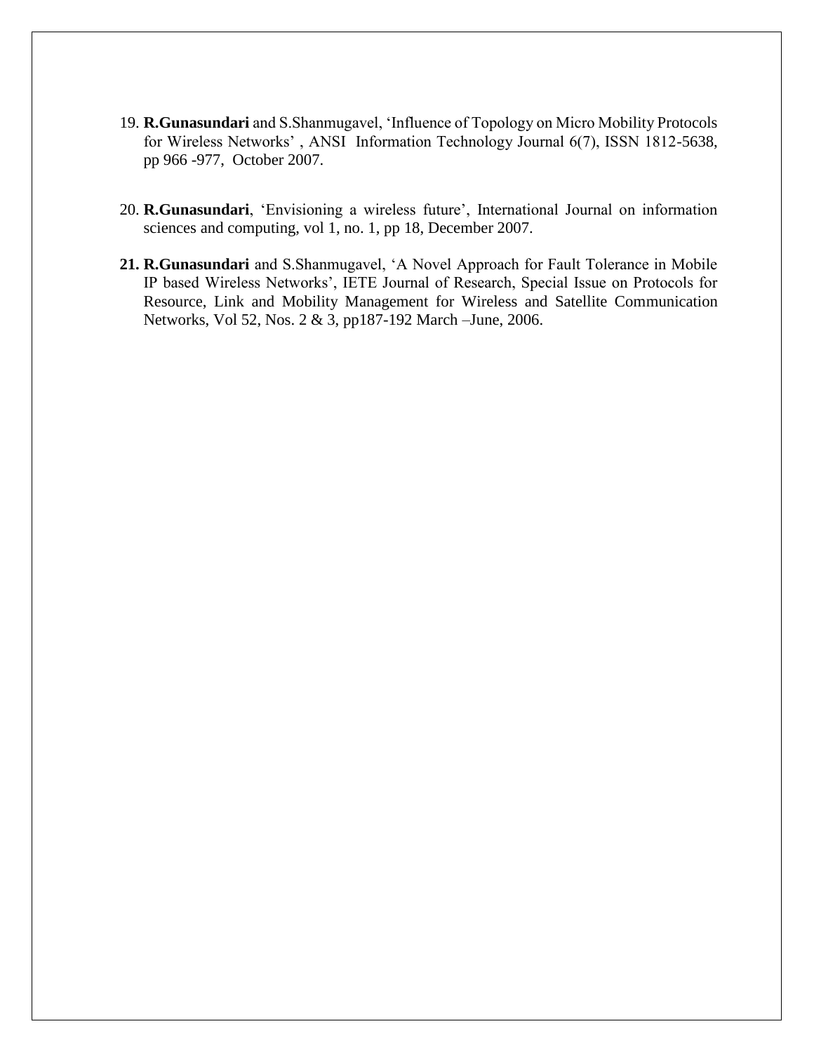19. **R.Gunasundari** and S.Shanmugavel, 'Influence of Topology on Micro Mobility Protocols for Wireless Networks' , ANSI Information Technology Journal 6(7), ISSN 1812-5638, pp 966 -977, October 2007.

20. **R.Gunasundari**, 'Envisioning a wireless future', International Journal on information sciences and computing, vol 1, no. 1, pp 18, December 2007.

21. **R.Gunasundari** and S.Shanmugavel, 'A Novel Approach for Fault Tolerance in Mobile IP based Wireless Networks', IETE Journal of Research, Special Issue on Protocols for Resource, Link and Mobility Management for Wireless and Satellite Communication Networks, Vol 52, Nos. 2 & 3, pp187-192 March –June, 2006.